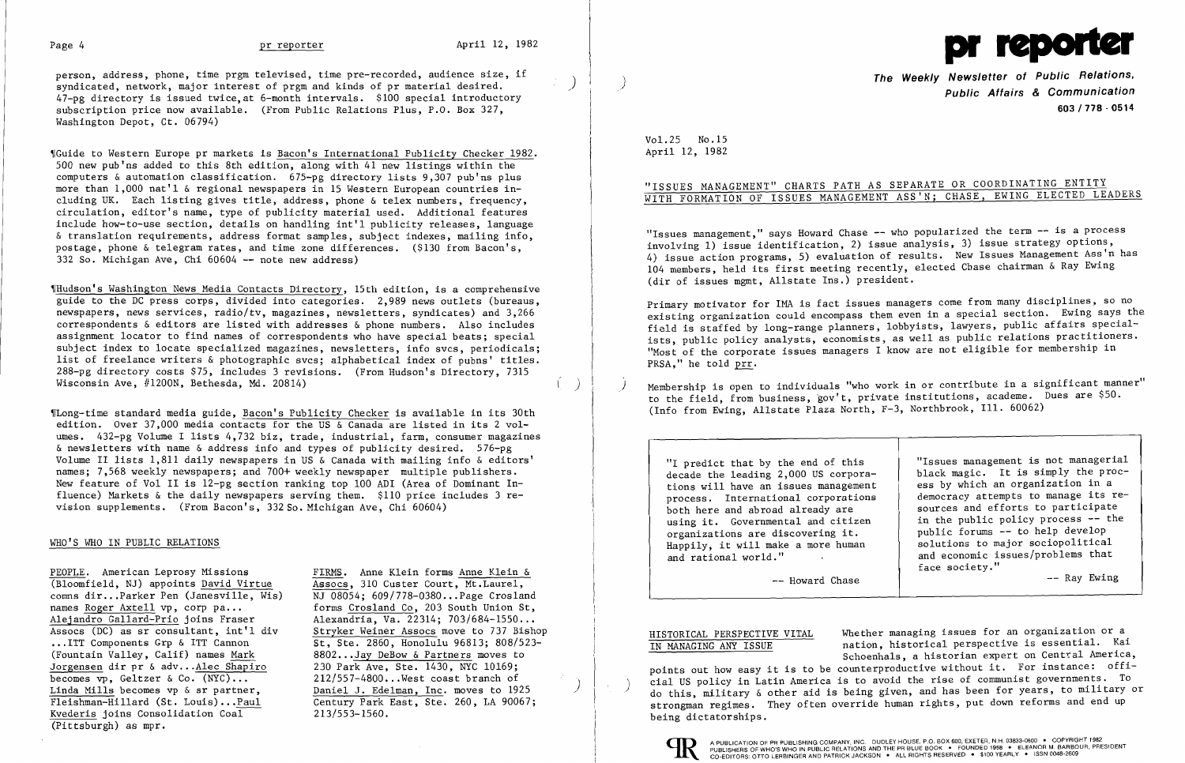person, address, phone, time prgm televised, time pre-recorded, audience size, if syndicated, network, major interest of prgm and kinds of pr material desired. 47-pg directory is issued twice, at 6-month intervals. $100 special introductory subscription price now available. (From Public Relations Plus, P.O. Box 327, Washington Depot, Ct. 06794)

¶Guide to Western Europe pr markets is Bacon's International Publicity Checker 1982. 500 new pub'ns added to this 8th edition, along with 41 new listings within the computers & automation classification. 675-pg directory lists 9,307 pub'ns plus more than 1,000 nat'l & regional newspapers in 15 Western European countries including UK. Each listing gives title, address, phone & telex numbers, frequency, circulation, editor's name, type of publicity material used. Additional features include how-to-use section, details on handling int'l publicity releases, language & translation requirements, address format samples, subject indexes, mailing info, postage, phone & telegram rates, and time zone differences. ($130 from Bacon's, 332 So. Michigan Ave, Chi 60604 -- note new address)

¶Hudson's Washington News Media Contacts Directory, 15th edition, is a comprehensive guide to the DC press corps, divided into categories. 2,989 news outlets (bureaus, newspapers, news services, radio/tv, magazines, newsletters, syndicates) and 3,266 correspondents & editors are listed with addresses & phone numbers. Also includes assignment locator to find names of correspondents who have special beats; special subject index to locate specialized magazines, newsletters, info svcs, periodicals; list of freelance writers & photographic svcs; alphabetical index of pubns' titles. 288-pg directory costs $75, includes 3 revisions. (From Hudson's Directory, 7315 Wisconsin Ave, #1200N, Bethesda, Md. 20814)

¶Long-time standard media guide, Bacon's Publicity Checker is available in its 30th edition. Over 37,000 media contacts for the US & Canada are listed in its 2 volumes. 432-pg Volume I lists 4,732 biz, trade, industrial, farm, consumer magazines & newsletters with name & address info and types of publicity desired. 576-pg Volume II lists 1,811 daily newspapers in US & Canada with mailing info & editors' names; 7,568 weekly newspapers; and 700+ weekly newspaper multiple publishers. New feature of Vol II is 12-pg section ranking top 100 ADI (Area of Dominant Influence) Markets & the daily newspapers serving them. $110 price includes 3 revision supplements. (From Bacon's, 332 So. Michigan Ave, Chi 60604)

## WHO'S WHO IN PUBLIC RELATIONS

PEOPLE. American Leprosy Missions (Bloomfield, NJ) appoints David Virtue comns dir...Parker Pen (Janesville, Wis) names Roger Axtell vp, corp pa... Alejandro Gallard-Prio joins Fraser Assocs (DC) as sr consultant, int'l div ...ITT Components Grp & ITT Cannon (Fountain Valley, Calif) names Mark Jorgensen dir pr & adv...Alec Shapiro becomes vp, Geltzer & Co. (NYC)... Linda Mills becomes vp & sr partner, Fleishman-Hillard (St. Louis)...Paul Kvederis joins Consolidation Coal (Pittsburgh) as mpr.

FIRMS. Anne Klein forms Anne Klein & Assocs, 310 Custer Court, Mt.Laurel, NJ 08054; 609/778-0380...Page Crosland forms Crosland Co, 203 South Union St, Alexandria, Va. 22314; 703/684-1550... Stryker Weiner Assocs move to 737 Bishop St, Ste. 2860, Honolulu 96813; 808/523-8802...Jay DeBow & Partners moves to 230 Park Ave, Ste. 1430, NYC 10169; 212/557-4800...West coast branch of Daniel J. Edelman, Inc. moves to 1925 Century Park East, Ste. 260, LA 90067; 213/553-1560.

# pr reporter

**The Weekly Newsletter of Public Relations, Public Affairs & Communication**

603 / 778 - 0514

Vol.25 No.15
April 12, 1982

## "ISSUES MANAGEMENT" CHARTS PATH AS SEPARATE OR COORDINATING ENTITY WITH FORMATION OF ISSUES MANAGEMENT ASS'N; CHASE, EWING ELECTED LEADERS

"Issues management," says Howard Chase -- who popularized the term -- is a process involving 1) issue identification, 2) issue analysis, 3) issue strategy options, 4) issue action programs, 5) evaluation of results. New Issues Management Ass'n has 104 members, held its first meeting recently, elected Chase chairman & Ray Ewing (dir of issues mgmt, Allstate Ins.) president.

Primary motivator for IMA is fact issues managers come from many disciplines, so no existing organization could encompass them even in a special section. Ewing says the field is staffed by long-range planners, lobbyists, lawyers, public affairs specialists, public policy analysts, economists, as well as public relations practitioners. "Most of the corporate issues managers I know are not eligible for membership in PRSA," he told prr.

Membership is open to individuals "who work in or contribute in a significant manner" to the field, from business, gov't, private institutions, academe. Dues are $50. (Info from Ewing, Allstate Plaza North, F-3, Northbrook, Ill. 60062)

> "I predict that by the end of this decade the leading 2,000 US corporations will have an issues management process. International corporations both here and abroad already are using it. Governmental and citizen organizations are discovering it. Happily, it will make a more human and rational world."
>
> -- Howard Chase

> "Issues management is not managerial black magic. It is simply the process by which an organization in a democracy attempts to manage its resources and efforts to participate in the public policy process -- the public forums -- to help develop solutions to major sociopolitical and economic issues/problems that face society."
>
> -- Ray Ewing

HISTORICAL PERSPECTIVE VITAL IN MANAGING ANY ISSUE — Whether managing issues for an organization or a nation, historical perspective is essential. Kai Schoenhals, a historian expert on Central America, points out how easy it is to be counterproductive without it. For instance: official US policy in Latin America is to avoid the rise of communist governments. To do this, military & other aid is being given, and has been for years, to military or strongman regimes. They often override human rights, put down reforms and end up being dictatorships.

A PUBLICATION OF PR PUBLISHING COMPANY, INC. DUDLEY HOUSE, P.O. BOX 600, EXETER, N.H. 03833-0600 • COPYRIGHT 1982 PUBLISHERS OF WHO'S WHO IN PUBLIC RELATIONS AND THE PR BLUE BOOK • FOUNDED 1958 • ELEANOR M. BARBOUR, PRESIDENT CO-EDITORS: OTTO LERBINGER AND PATRICK JACKSON • ALL RIGHTS RESERVED • $100 YEARLY • ISSN 0048-2609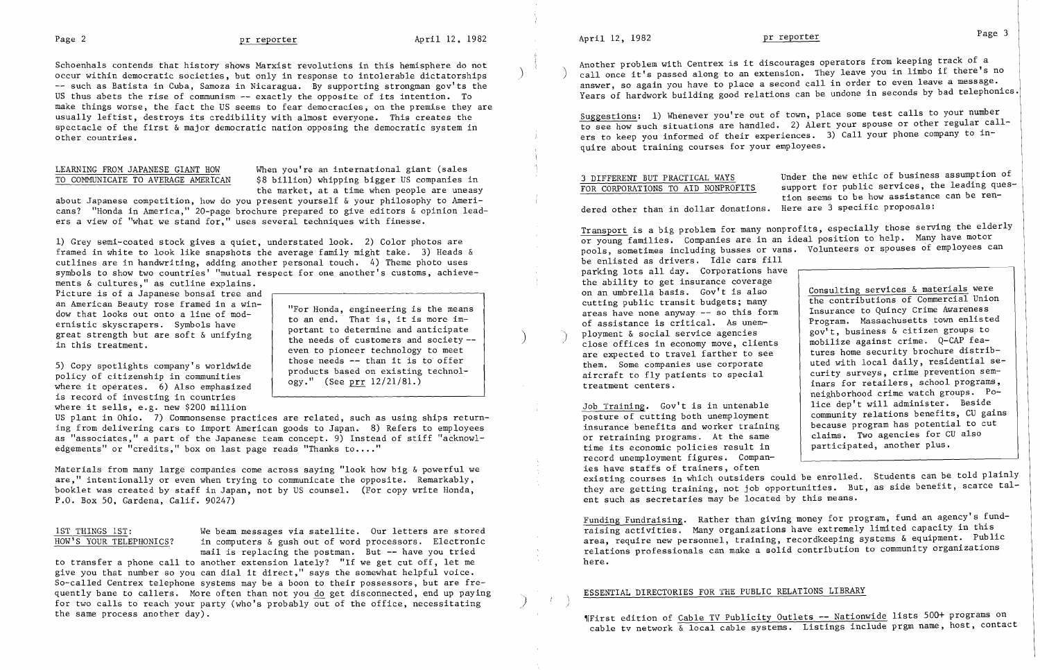Schoenhals contends that history shows Marxist revolutions in this hemisphere do not occur within democratic societies, but only in response to intolerable dictatorships -- such as Batista in Cuba, Samoza in Nicaragua. By supporting strongman gov'ts the US thus abets the rise of communism -- exactly the opposite of its intention. To make things worse, the fact the US seems to fear democracies, on the premise they are usually leftist, destroys its credibility with almost everyone. This creates the spectacle of the first & major democratic nation opposing the democratic system in other countries.

## LEARNING FROM JAPANESE GIANT HOW TO COMMUNICATE TO AVERAGE AMERICAN

When you're an international giant (sales $8 billion) whipping bigger US companies in the market, at a time when people are uneasy about Japanese competition, how do you present yourself & your philosophy to Americans? "Honda in America," 20-page brochure prepared to give editors & opinion leaders a view of "what we stand for," uses several techniques with finesse.

1) Grey semi-coated stock gives a quiet, understated look. 2) Color photos are framed in white to look like snapshots the average family might take. 3) Heads & cutlines are in handwriting, adding another personal touch. 4) Theme photo uses symbols to show two countries' "mutual respect for one another's customs, achievements & cultures," as cutline explains. Picture is of a Japanese bonsai tree and an American Beauty rose framed in a window that looks out onto a line of modernistic skyscrapers. Symbols have great strength but are soft & unifying in this treatment.

> "For Honda, engineering is the means to an end. That is, it is more important to determine and anticipate the needs of customers and society -- even to pioneer technology to meet those needs -- than it is to offer products based on existing technology." (See prr 12/21/81.)

5) Copy spotlights company's worldwide policy of citizenship in communities where it operates. 6) Also emphasized is record of investing in countries where it sells, e.g. new $200 million US plant in Ohio. 7) Commonsense practices are related, such as using ships returning from delivering cars to import American goods to Japan. 8) Refers to employees as "associates," a part of the Japanese team concept. 9) Instead of stiff "acknowledgements" or "credits," box on last page reads "Thanks to...."

Materials from many large companies come across saying "look how big & powerful we are," intentionally or even when trying to communicate the opposite. Remarkably, booklet was created by staff in Japan, not by US counsel. (For copy write Honda, P.O. Box 50, Gardena, Calif. 90247)

## 1ST THINGS 1ST: HOW'S YOUR TELEPHONICS?

We beam messages via satellite. Our letters are stored in computers & gush out of word processors. Electronic mail is replacing the postman. But -- have you tried to transfer a phone call to another extension lately? "If we get cut off, let me give you that number so you can dial it direct," says the somewhat helpful voice. So-called Centrex telephone systems may be a boon to their possessors, but are frequently bane to callers. More often than not you *do* get disconnected, end up paying for two calls to reach your party (who's probably out of the office, necessitating the same process another day).

Another problem with Centrex is it discourages operators from keeping track of a call once it's passed along to an extension. They leave you in limbo if there's no answer, so again you have to place a second call in order to even leave a message. Years of hardwork building good relations can be undone in seconds by bad telephonics.

Suggestions: 1) Whenever you're out of town, place some test calls to your number to see how such situations are handled. 2) Alert your spouse or other regular callers to keep you informed of their experiences. 3) Call your phone company to inquire about training courses for your employees.

## 3 DIFFERENT BUT PRACTICAL WAYS FOR CORPORATIONS TO AID NONPROFITS

Under the new ethic of business assumption of support for public services, the leading question seems to be how assistance can be rendered other than in dollar donations. Here are 3 specific proposals:

Transport is a big problem for many nonprofits, especially those serving the elderly or young families. Companies are in an ideal position to help. Many have motor pools, sometimes including busses or vans. Volunteers or spouses of employees can be enlisted as drivers. Idle cars fill parking lots all day. Corporations have the ability to get insurance coverage on an umbrella basis. Gov't is also cutting public transit budgets; many areas have none anyway -- so this form of assistance is critical. As unemployment & social service agencies close offices in economy move, clients are expected to travel farther to see them. Some companies use corporate aircraft to fly patients to special treatment centers.

> Consulting services & materials were the contributions of Commercial Union Insurance to Quincy Crime Awareness Program. Massachusetts town enlisted gov't, business & citizen groups to mobilize against crime. Q-CAP features home security brochure distributed with local daily, residential security surveys, crime prevention seminars for retailers, school programs, neighborhood crime watch groups. Police dep't will administer. Beside community relations benefits, CU gains because program has potential to cut claims. Two agencies for CU also participated, another plus.

Job Training. Gov't is in untenable posture of cutting both unemployment insurance benefits and worker training or retraining programs. At the same time its economic policies result in record unemployment figures. Companies have staffs of trainers, often existing courses in which outsiders could be enrolled. Students can be told plainly they are getting training, not job opportunities. But, as side benefit, scarce talent such as secretaries may be located by this means.

Funding Fundraising. Rather than giving money for program, fund an agency's fundraising activities. Many organizations have extremely limited capacity in this area, require new personnel, training, recordkeeping systems & equipment. Public relations professionals can make a solid contribution to community organizations here.

## ESSENTIAL DIRECTORIES FOR THE PUBLIC RELATIONS LIBRARY

¶First edition of Cable TV Publicity Outlets -- Nationwide lists 500+ programs on cable tv network & local cable systems. Listings include prgm name, host, contact